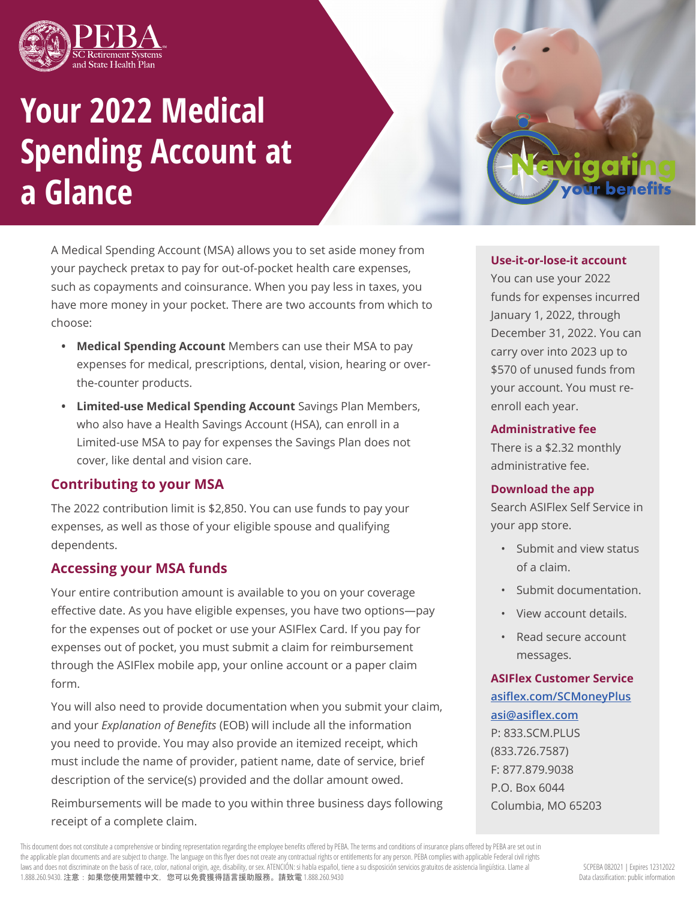PEBA
SC Retirement Systems and State Health Plan

# Your 2022 Medical Spending Account at a Glance

Navigating your benefits

A Medical Spending Account (MSA) allows you to set aside money from your paycheck pretax to pay for out-of-pocket health care expenses, such as copayments and coinsurance. When you pay less in taxes, you have more money in your pocket. There are two accounts from which to choose:

- **Medical Spending Account** Members can use their MSA to pay expenses for medical, prescriptions, dental, vision, hearing or over-the-counter products.
- **Limited-use Medical Spending Account** Savings Plan Members, who also have a Health Savings Account (HSA), can enroll in a Limited-use MSA to pay for expenses the Savings Plan does not cover, like dental and vision care.

## Contributing to your MSA

The 2022 contribution limit is $2,850. You can use funds to pay your expenses, as well as those of your eligible spouse and qualifying dependents.

## Accessing your MSA funds

Your entire contribution amount is available to you on your coverage effective date. As you have eligible expenses, you have two options—pay for the expenses out of pocket or use your ASIFlex Card. If you pay for expenses out of pocket, you must submit a claim for reimbursement through the ASIFlex mobile app, your online account or a paper claim form.

You will also need to provide documentation when you submit your claim, and your *Explanation of Benefits* (EOB) will include all the information you need to provide. You may also provide an itemized receipt, which must include the name of provider, patient name, date of service, brief description of the service(s) provided and the dollar amount owed.

Reimbursements will be made to you within three business days following receipt of a complete claim.

### Use-it-or-lose-it account

You can use your 2022 funds for expenses incurred January 1, 2022, through December 31, 2022. You can carry over into 2023 up to $570 of unused funds from your account. You must re-enroll each year.

### Administrative fee

There is a $2.32 monthly administrative fee.

### Download the app

Search ASIFlex Self Service in your app store.

- Submit and view status of a claim.
- Submit documentation.
- View account details.
- Read secure account messages.

### ASIFlex Customer Service

asiflex.com/SCMoneyPlus
asi@asiflex.com
P: 833.SCM.PLUS (833.726.7587)
F: 877.879.9038
P.O. Box 6044
Columbia, MO 65203

This document does not constitute a comprehensive or binding representation regarding the employee benefits offered by PEBA. The terms and conditions of insurance plans offered by PEBA are set out in the applicable plan documents and are subject to change. The language on this flyer does not create any contractual rights or entitlements for any person. PEBA complies with applicable Federal civil rights laws and does not discriminate on the basis of race, color, national origin, age, disability, or sex. ATENCIÓN: si habla español, tiene a su disposición servicios gratuitos de asistencia lingüística. Llame al 1.888.260.9430. 注意：如果您使用繁體中文，您可以免費獲得語言援助服務。請致電 1.888.260.9430

SCPEBA 082021 | Expires 12312022
Data classification: public information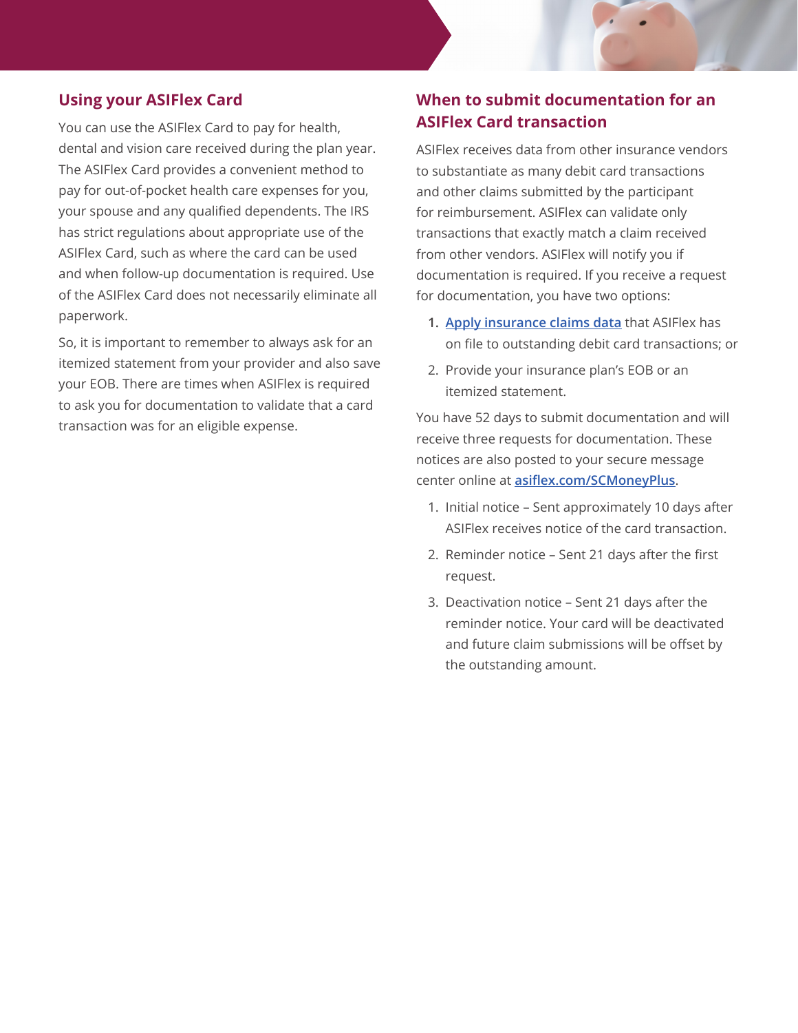## Using your ASIFlex Card

You can use the ASIFlex Card to pay for health, dental and vision care received during the plan year. The ASIFlex Card provides a convenient method to pay for out-of-pocket health care expenses for you, your spouse and any qualified dependents. The IRS has strict regulations about appropriate use of the ASIFlex Card, such as where the card can be used and when follow-up documentation is required. Use of the ASIFlex Card does not necessarily eliminate all paperwork.

So, it is important to remember to always ask for an itemized statement from your provider and also save your EOB. There are times when ASIFlex is required to ask you for documentation to validate that a card transaction was for an eligible expense.

## When to submit documentation for an ASIFlex Card transaction

ASIFlex receives data from other insurance vendors to substantiate as many debit card transactions and other claims submitted by the participant for reimbursement. ASIFlex can validate only transactions that exactly match a claim received from other vendors. ASIFlex will notify you if documentation is required. If you receive a request for documentation, you have two options:

1. Apply insurance claims data that ASIFlex has on file to outstanding debit card transactions; or
2. Provide your insurance plan's EOB or an itemized statement.

You have 52 days to submit documentation and will receive three requests for documentation. These notices are also posted to your secure message center online at **asiflex.com/SCMoneyPlus**.

1. Initial notice – Sent approximately 10 days after ASIFlex receives notice of the card transaction.
2. Reminder notice – Sent 21 days after the first request.
3. Deactivation notice – Sent 21 days after the reminder notice. Your card will be deactivated and future claim submissions will be offset by the outstanding amount.